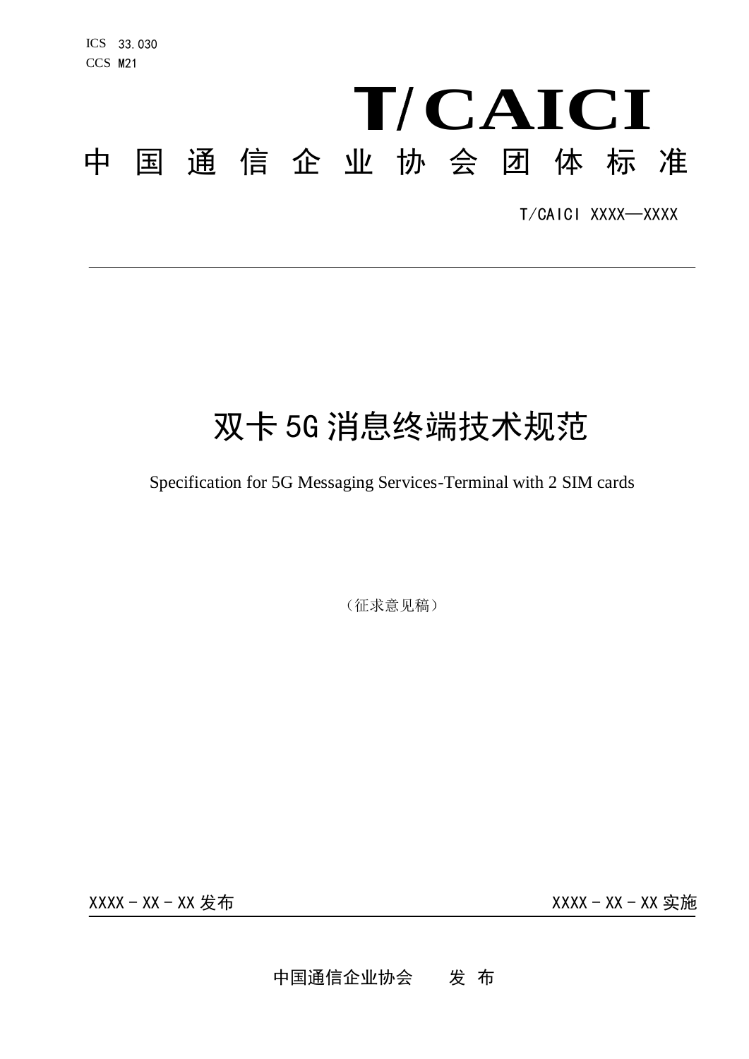ICS 33.030
CCS M21

# T/CAICI

中国通信企业协会团体标准

T/CAICI XXXX—XXXX

---

# 双卡5G消息终端技术规范

Specification for 5G Messaging Services-Terminal with 2 SIM cards

（征求意见稿）

XXXX－XX－XX 发布　　　　XXXX－XX－XX 实施

---

中国通信企业协会　　发 布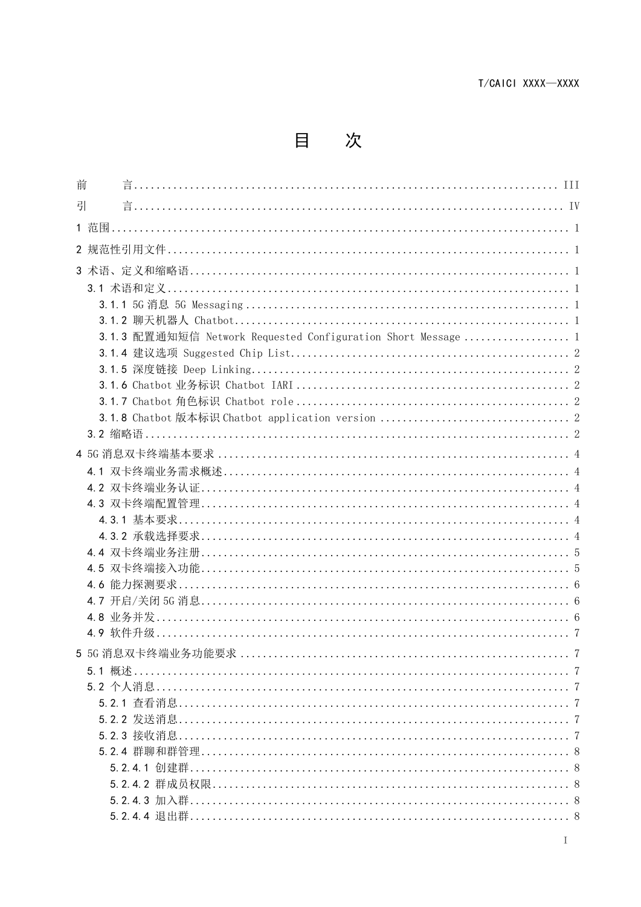# 目　　次

前　　言 .......... III

引　　言 .......... IV

1 范围 .......... 1

2 规范性引用文件 .......... 1

3 术语、定义和缩略语 .......... 1

- 3.1 术语和定义 .......... 1
  - 3.1.1 5G 消息 5G Messaging .......... 1
  - 3.1.2 聊天机器人 Chatbot .......... 1
  - 3.1.3 配置通知短信 Network Requested Configuration Short Message .......... 1
  - 3.1.4 建议选项 Suggested Chip List .......... 2
  - 3.1.5 深度链接 Deep Linking .......... 2
  - 3.1.6 Chatbot 业务标识 Chatbot IARI .......... 2
  - 3.1.7 Chatbot 角色标识 Chatbot role .......... 2
  - 3.1.8 Chatbot 版本标识 Chatbot application version .......... 2
- 3.2 缩略语 .......... 2

4 5G 消息双卡终端基本要求 .......... 4

- 4.1 双卡终端业务需求概述 .......... 4
- 4.2 双卡终端业务认证 .......... 4
- 4.3 双卡终端配置管理 .......... 4
  - 4.3.1 基本要求 .......... 4
  - 4.3.2 承载选择要求 .......... 4
- 4.4 双卡终端业务注册 .......... 5
- 4.5 双卡终端接入功能 .......... 5
- 4.6 能力探测要求 .......... 6
- 4.7 开启/关闭 5G 消息 .......... 6
- 4.8 业务并发 .......... 6
- 4.9 软件升级 .......... 7

5 5G 消息双卡终端业务功能要求 .......... 7

- 5.1 概述 .......... 7
- 5.2 个人消息 .......... 7
  - 5.2.1 查看消息 .......... 7
  - 5.2.2 发送消息 .......... 7
  - 5.2.3 接收消息 .......... 7
  - 5.2.4 群聊和群管理 .......... 8
    - 5.2.4.1 创建群 .......... 8
    - 5.2.4.2 群成员权限 .......... 8
    - 5.2.4.3 加入群 .......... 8
    - 5.2.4.4 退出群 .......... 8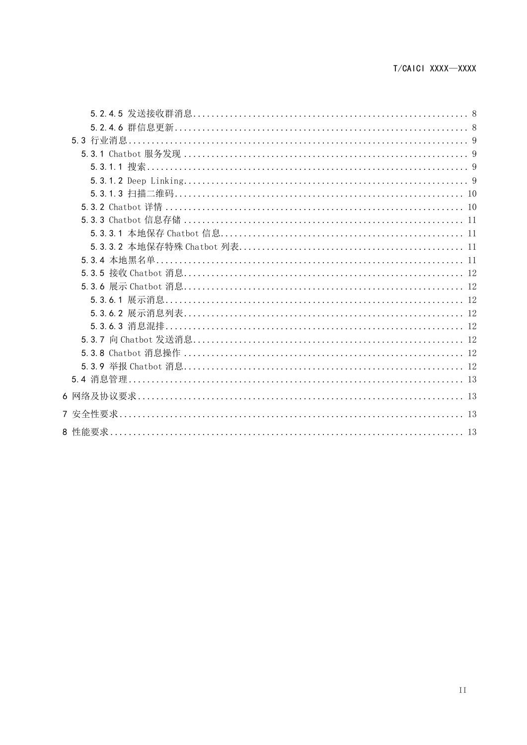5.2.4.5 发送接收群消息............................................................ 8

5.2.4.6 群信息更新................................................................ 8

5.3 行业消息......................................................................... 9

5.3.1 Chatbot 服务发现 ............................................................ 9

5.3.1.1 搜索....................................................................... 9

5.3.1.2 Deep Linking............................................................... 9

5.3.1.3 扫描二维码................................................................. 10

5.3.2 Chatbot 详情 ................................................................ 10

5.3.3 Chatbot 信息存储 ............................................................ 11

5.3.3.1 本地保存 Chatbot 信息...................................................... 11

5.3.3.2 本地保存特殊 Chatbot 列表.................................................. 11

5.3.4 本地黑名单.................................................................. 11

5.3.5 接收 Chatbot 消息............................................................ 12

5.3.6 展示 Chatbot 消息............................................................ 12

5.3.6.1 展示消息................................................................... 12

5.3.6.2 展示消息列表............................................................... 12

5.3.6.3 消息混排................................................................... 12

5.3.7 向 Chatbot 发送消息.......................................................... 12

5.3.8 Chatbot 消息操作 ............................................................ 12

5.3.9 举报 Chatbot 消息............................................................ 12

5.4 消息管理......................................................................... 13

6 网络及协议要求..................................................................... 13

7 安全性要求......................................................................... 13

8 性能要求........................................................................... 13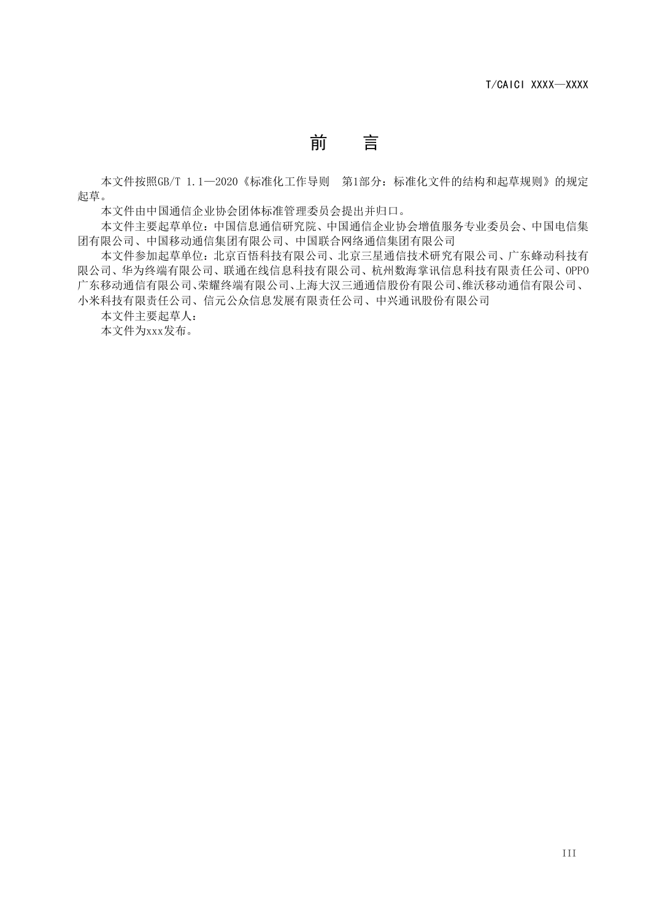# 前　　言

本文件按照GB/T 1.1—2020《标准化工作导则　第1部分：标准化文件的结构和起草规则》的规定起草。

本文件由中国通信企业协会团体标准管理委员会提出并归口。

本文件主要起草单位：中国信息通信研究院、中国通信企业协会增值服务专业委员会、中国电信集团有限公司、中国移动通信集团有限公司、中国联合网络通信集团有限公司

本文件参加起草单位：北京百悟科技有限公司、北京三星通信技术研究有限公司、广东蜂动科技有限公司、华为终端有限公司、联通在线信息科技有限公司、杭州数海掌讯信息科技有限责任公司、OPPO广东移动通信有限公司、荣耀终端有限公司、上海大汉三通通信股份有限公司、维沃移动通信有限公司、小米科技有限责任公司、信元公众信息发展有限责任公司、中兴通讯股份有限公司

本文件主要起草人：

本文件为xxx发布。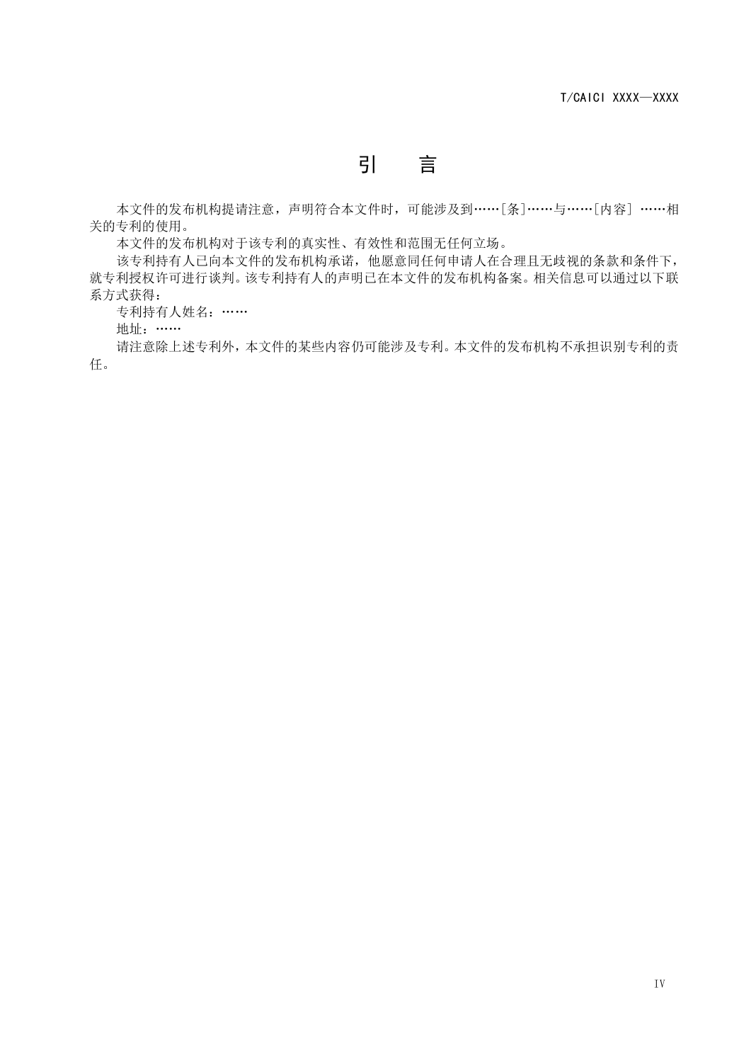# 引　　言

本文件的发布机构提请注意，声明符合本文件时，可能涉及到……[条]……与……[内容] ……相关的专利的使用。

本文件的发布机构对于该专利的真实性、有效性和范围无任何立场。

该专利持有人已向本文件的发布机构承诺，他愿意同任何申请人在合理且无歧视的条款和条件下，就专利授权许可进行谈判。该专利持有人的声明已在本文件的发布机构备案。相关信息可以通过以下联系方式获得：

专利持有人姓名：……

地址：……

请注意除上述专利外，本文件的某些内容仍可能涉及专利。本文件的发布机构不承担识别专利的责任。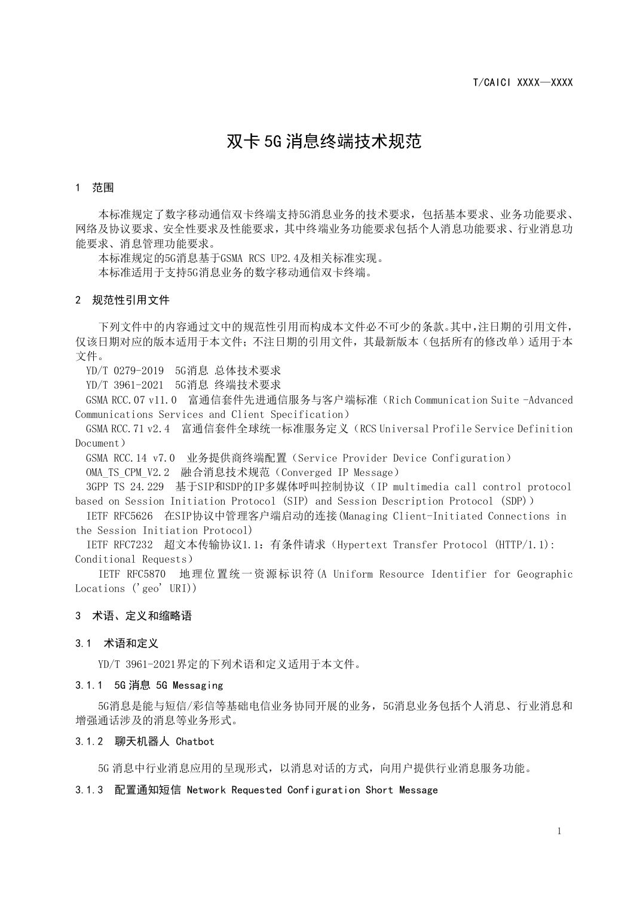# 双卡5G消息终端技术规范

## 1 范围

本标准规定了数字移动通信双卡终端支持5G消息业务的技术要求，包括基本要求、业务功能要求、网络及协议要求、安全性要求及性能要求，其中终端业务功能要求包括个人消息功能要求、行业消息功能要求、消息管理功能要求。

本标准规定的5G消息基于GSMA RCS UP2.4及相关标准实现。

本标准适用于支持5G消息业务的数字移动通信双卡终端。

## 2 规范性引用文件

下列文件中的内容通过文中的规范性引用而构成本文件必不可少的条款。其中，注日期的引用文件，仅该日期对应的版本适用于本文件；不注日期的引用文件，其最新版本（包括所有的修改单）适用于本文件。

YD/T 0279-2019 5G消息 总体技术要求

YD/T 3961-2021 5G消息 终端技术要求

GSMA RCC.07 v11.0 富通信套件先进通信服务与客户端标准（Rich Communication Suite -Advanced Communications Services and Client Specification）

GSMA RCC.71 v2.4 富通信套件全球统一标准服务定义（RCS Universal Profile Service Definition Document）

GSMA RCC.14 v7.0 业务提供商终端配置（Service Provider Device Configuration）

OMA_TS_CPM_V2.2 融合消息技术规范（Converged IP Message）

3GPP TS 24.229 基于SIP和SDP的IP多媒体呼叫控制协议（IP multimedia call control protocol based on Session Initiation Protocol (SIP) and Session Description Protocol (SDP)）

IETF RFC5626 在SIP协议中管理客户端启动的连接(Managing Client-Initiated Connections in the Session Initiation Protocol)

IETF RFC7232 超文本传输协议1.1：有条件请求（Hypertext Transfer Protocol (HTTP/1.1): Conditional Requests）

IETF RFC5870 地理位置统一资源标识符(A Uniform Resource Identifier for Geographic Locations（'geo' URI))

## 3 术语、定义和缩略语

### 3.1 术语和定义

YD/T 3961-2021界定的下列术语和定义适用于本文件。

#### 3.1.1 5G消息 5G Messaging

5G消息是能与短信/彩信等基础电信业务协同开展的业务，5G消息业务包括个人消息、行业消息和增强通话涉及的消息等业务形式。

#### 3.1.2 聊天机器人 Chatbot

5G消息中行业消息应用的呈现形式，以消息对话的方式，向用户提供行业消息服务功能。

#### 3.1.3 配置通知短信 Network Requested Configuration Short Message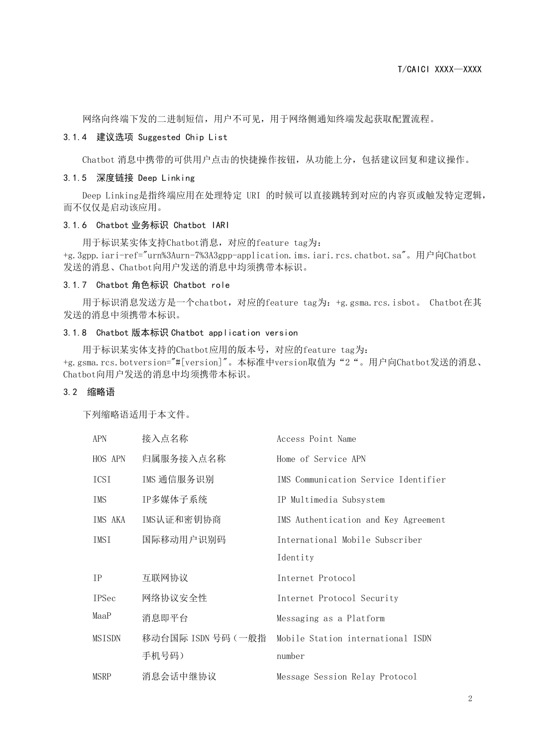网络向终端下发的二进制短信，用户不可见，用于网络侧通知终端发起获取配置流程。

### 3.1.4 建议选项 Suggested Chip List

Chatbot 消息中携带的可供用户点击的快捷操作按钮，从功能上分，包括建议回复和建议操作。

### 3.1.5 深度链接 Deep Linking

Deep Linking是指终端应用在处理特定 URI 的时候可以直接跳转到对应的内容页或触发特定逻辑，而不仅仅是启动该应用。

### 3.1.6 Chatbot 业务标识 Chatbot IARI

用于标识某实体支持Chatbot消息，对应的feature tag为：+g.3gpp.iari-ref="urn%3Aurn-7%3A3gpp-application.ims.iari.rcs.chatbot.sa"。用户向Chatbot发送的消息、Chatbot向用户发送的消息中均须携带本标识。

### 3.1.7 Chatbot 角色标识 Chatbot role

用于标识消息发送方是一个chatbot，对应的feature tag为：+g.gsma.rcs.isbot。 Chatbot在其发送的消息中须携带本标识。

### 3.1.8 Chatbot 版本标识 Chatbot application version

用于标识某实体支持的Chatbot应用的版本号，对应的feature tag为：+g.gsma.rcs.botversion="#[version]"。本标准中version取值为“2“。用户向Chatbot发送的消息、Chatbot向用户发送的消息中均须携带本标识。

## 3.2 缩略语

下列缩略语适用于本文件。

| | | |
|---|---|---|
| APN | 接入点名称 | Access Point Name |
| HOS APN | 归属服务接入点名称 | Home of Service APN |
| ICSI | IMS 通信服务识别 | IMS Communication Service Identifier |
| IMS | IP多媒体子系统 | IP Multimedia Subsystem |
| IMS AKA | IMS认证和密钥协商 | IMS Authentication and Key Agreement |
| IMSI | 国际移动用户识别码 | International Mobile Subscriber Identity |
| IP | 互联网协议 | Internet Protocol |
| IPSec | 网络协议安全性 | Internet Protocol Security |
| MaaP | 消息即平台 | Messaging as a Platform |
| MSISDN | 移动台国际 ISDN 号码（一般指手机号码） | Mobile Station international ISDN number |
| MSRP | 消息会话中继协议 | Message Session Relay Protocol |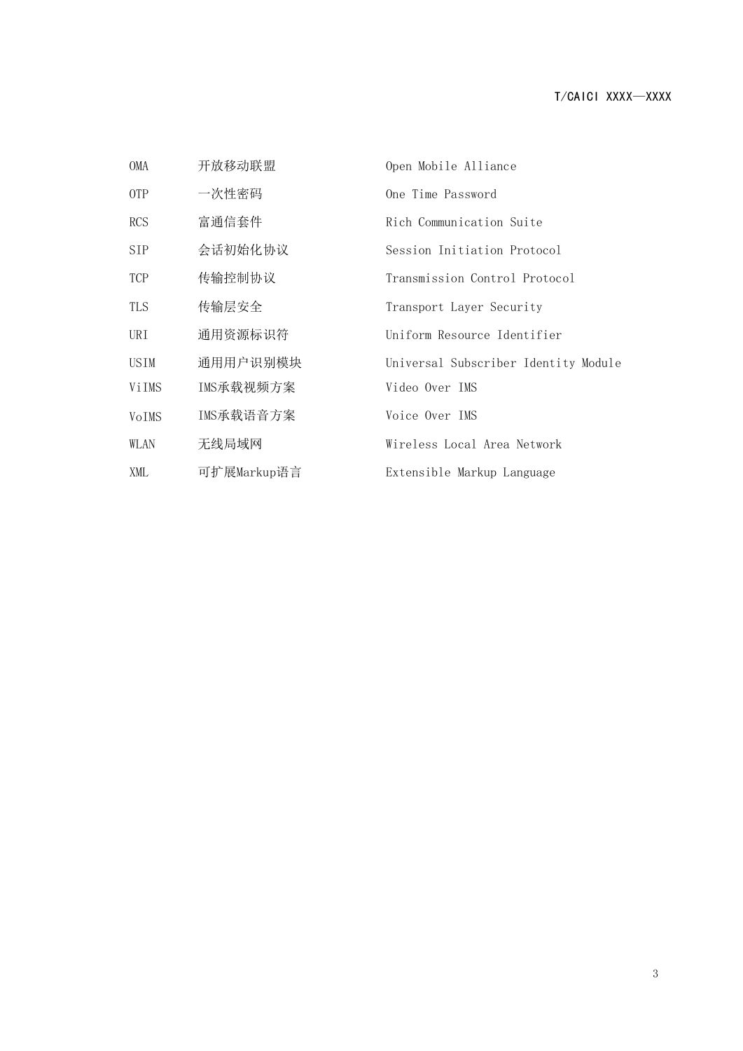OMA　　开放移动联盟　　Open Mobile Alliance

OTP　　一次性密码　　One Time Password

RCS　　富通信套件　　Rich Communication Suite

SIP　　会话初始化协议　　Session Initiation Protocol

TCP　　传输控制协议　　Transmission Control Protocol

TLS　　传输层安全　　Transport Layer Security

URI　　通用资源标识符　　Uniform Resource Identifier

USIM　　通用用户识别模块　　Universal Subscriber Identity Module

ViIMS　　IMS承载视频方案　　Video Over IMS

VoIMS　　IMS承载语音方案　　Voice Over IMS

WLAN　　无线局域网　　Wireless Local Area Network

XML　　可扩展Markup语言　　Extensible Markup Language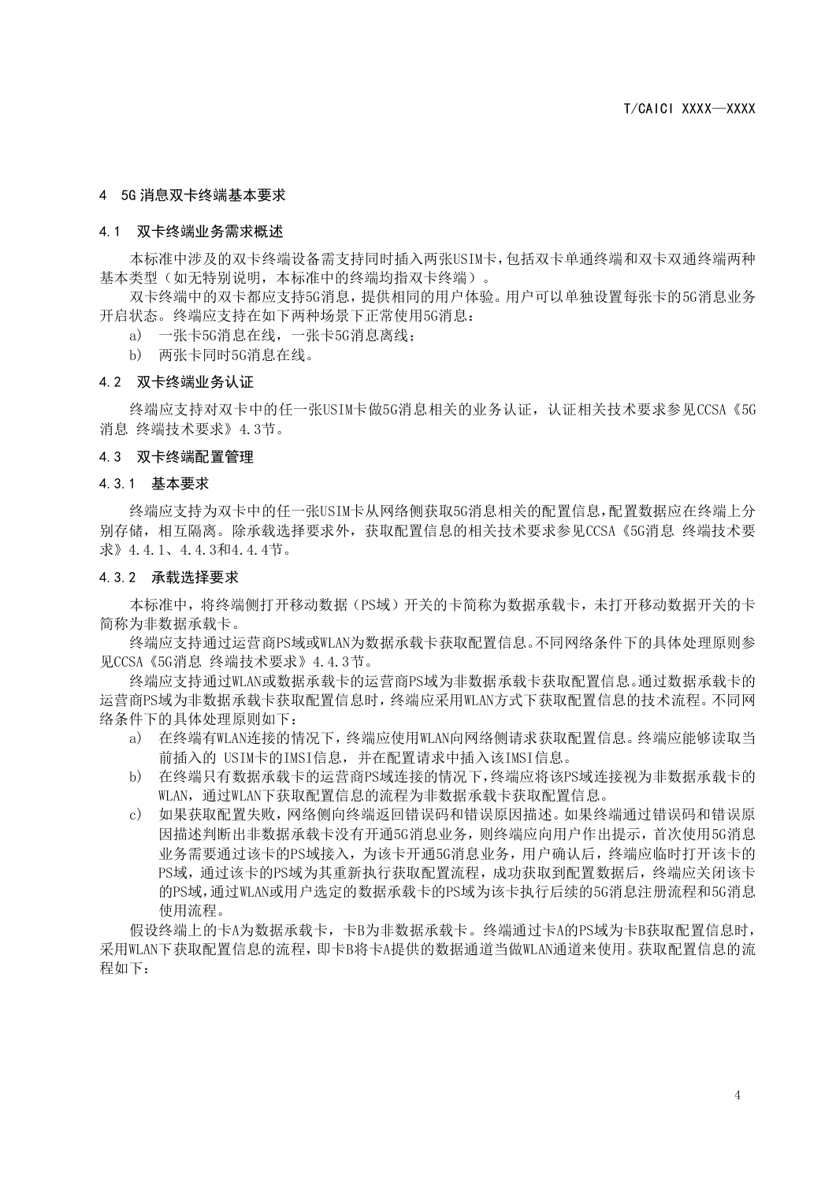# 4 5G 消息双卡终端基本要求

## 4.1 双卡终端业务需求概述

本标准中涉及的双卡终端设备需支持同时插入两张USIM卡，包括双卡单通终端和双卡双通终端两种基本类型（如无特别说明，本标准中的终端均指双卡终端）。

双卡终端中的双卡都应支持5G消息，提供相同的用户体验。用户可以单独设置每张卡的5G消息业务开启状态。终端应支持在如下两种场景下正常使用5G消息：

a) 一张卡5G消息在线，一张卡5G消息离线；

b) 两张卡同时5G消息在线。

## 4.2 双卡终端业务认证

终端应支持对双卡中的任一张USIM卡做5G消息相关的业务认证，认证相关技术要求参见CCSA《5G消息 终端技术要求》4.3节。

## 4.3 双卡终端配置管理

### 4.3.1 基本要求

终端应支持为双卡中的任一张USIM卡从网络侧获取5G消息相关的配置信息，配置数据应在终端上分别存储，相互隔离。除承载选择要求外，获取配置信息的相关技术要求参见CCSA《5G消息 终端技术要求》4.4.1、4.4.3和4.4.4节。

### 4.3.2 承载选择要求

本标准中，将终端侧打开移动数据（PS域）开关的卡简称为数据承载卡，未打开移动数据开关的卡简称为非数据承载卡。

终端应支持通过运营商PS域或WLAN为数据承载卡获取配置信息。不同网络条件下的具体处理原则参见CCSA《5G消息 终端技术要求》4.4.3节。

终端应支持通过WLAN或数据承载卡的运营商PS域为非数据承载卡获取配置信息。通过数据承载卡的运营商PS域为非数据承载卡获取配置信息时，终端应采用WLAN方式下获取配置信息的技术流程。不同网络条件下的具体处理原则如下：

a) 在终端有WLAN连接的情况下，终端应使用WLAN向网络侧请求获取配置信息。终端应能够读取当前插入的 USIM卡的IMSI信息，并在配置请求中插入该IMSI信息。

b) 在终端只有数据承载卡的运营商PS域连接的情况下，终端应将该PS域连接视为非数据承载卡的WLAN，通过WLAN下获取配置信息的流程为非数据承载卡获取配置信息。

c) 如果获取配置失败，网络侧向终端返回错误码和错误原因描述。如果终端通过错误码和错误原因描述判断出非数据承载卡没有开通5G消息业务，则终端应向用户作出提示，首次使用5G消息业务需要通过该卡的PS域接入，为该卡开通5G消息业务，用户确认后，终端应临时打开该卡的PS域，通过该卡的PS域为其重新执行获取配置流程，成功获取到配置数据后，终端应关闭该卡的PS域，通过WLAN或用户选定的数据承载卡的PS域为该卡执行后续的5G消息注册流程和5G消息使用流程。

假设终端上的卡A为数据承载卡，卡B为非数据承载卡。终端通过卡A的PS域为卡B获取配置信息时，采用WLAN下获取配置信息的流程，即卡B将卡A提供的数据通道当做WLAN通道来使用。获取配置信息的流程如下：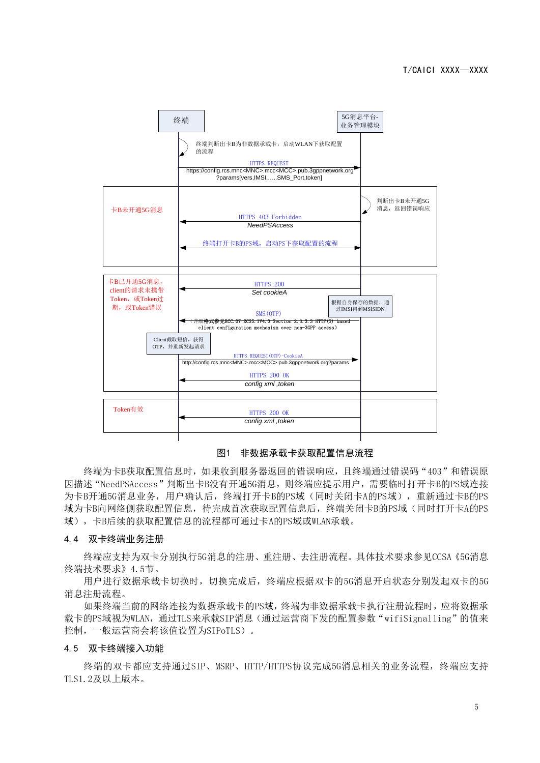图1　非数据承载卡获取配置信息流程

终端为卡B获取配置信息时，如果收到服务器返回的错误响应，且终端通过错误码“403”和错误原因描述“NeedPSAccess”判断出卡B没有开通5G消息，则终端应提示用户，需要临时打开卡B的PS域连接为卡B开通5G消息业务，用户确认后，终端打开卡B的PS域（同时关闭卡A的PS域），重新通过卡B的PS域为卡B向网络侧获取配置信息，待完成首次获取配置信息后，终端关闭卡B的PS域（同时打开卡A的PS域），卡B后续的获取配置信息的流程都可通过卡A的PS域或WLAN承载。

## 4.4　双卡终端业务注册

终端应支持为双卡分别执行5G消息的注册、重注册、去注册流程。具体技术要求参见CCSA《5G消息终端技术要求》4.5节。

用户进行数据承载卡切换时，切换完成后，终端应根据双卡的5G消息开启状态分别发起双卡的5G消息注册流程。

如果终端当前的网络连接为数据承载卡的PS域，终端为非数据承载卡执行注册流程时，应将数据承载卡的PS域视为WLAN，通过TLS来承载SIP消息（通过运营商下发的配置参数“wifiSignalling”的值来控制，一般运营商会将该值设置为SIPoTLS）。

## 4.5　双卡终端接入功能

终端的双卡都应支持通过SIP、MSRP、HTTP/HTTPS协议完成5G消息相关的业务流程，终端应支持TLS1.2及以上版本。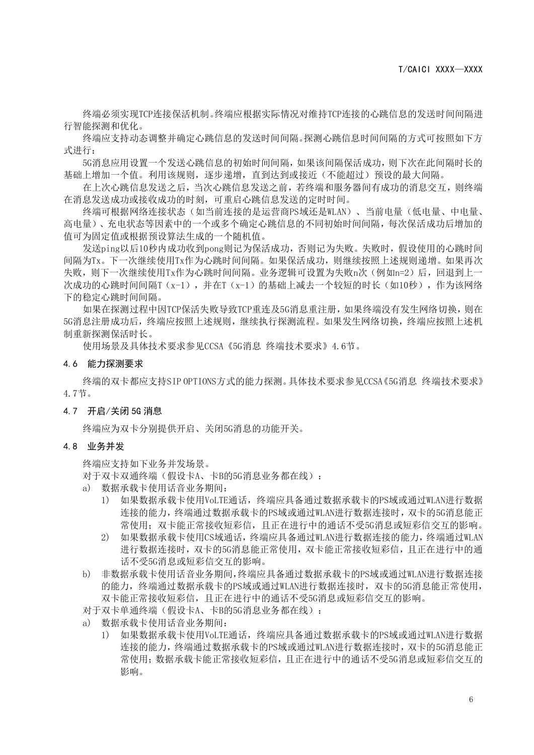终端必须实现TCP连接保活机制。终端应根据实际情况对维持TCP连接的心跳信息的发送时间间隔进行智能探测和优化。

终端应支持动态调整并确定心跳信息的发送时间间隔。探测心跳信息时间间隔的方式可按照如下方式进行：

5G消息应用设置一个发送心跳信息的初始时间间隔，如果该间隔保活成功，则下次在此间隔时长的基础上增加一个值。利用该规则，逐步递增，直到达到或接近（不能超过）预设的最大间隔。

在上次心跳信息发送之后，当次心跳信息发送之前，若终端和服务器间有成功的消息交互，则终端在消息发送成功或接收成功的时刻，可重启心跳信息发送的定时时间。

终端可根据网络连接状态（如当前连接的是运营商PS域还是WLAN）、当前电量（低电量、中电量、高电量）、充电状态等因素中的一个或多个确定心跳信息的不同初始时间间隔，每次保活成功后增加的值可为固定值或根据预设算法生成的一个随机值。

发送ping以后10秒内成功收到pong则记为保活成功，否则记为失败。失败时，假设使用的心跳时间间隔为Tx。下一次继续使用Tx作为心跳时间间隔。如果保活成功，则继续按照上述规则递增。如果再次失败，则下一次继续使用Tx作为心跳时间间隔。业务逻辑可设置为失败n次（例如n=2）后，回退到上一次成功的心跳时间间隔T（x-1），并在T（x-1）的基础上减去一个较短的时长（如10秒），作为该网络下的稳定心跳时间间隔。

如果在探测过程中因TCP保活失败导致TCP重连及5G消息重注册，如果终端没有发生网络切换，则在5G消息注册成功后，终端应按照上述规则，继续执行探测流程。如果发生网络切换，终端应按照上述机制重新探测保活时长。

使用场景及具体技术要求参见CCSA《5G消息 终端技术要求》4.6节。

### 4.6 能力探测要求

终端的双卡都应支持SIP OPTIONS方式的能力探测。具体技术要求参见CCSA《5G消息 终端技术要求》4.7节。

### 4.7 开启/关闭5G消息

终端应为双卡分别提供开启、关闭5G消息的功能开关。

### 4.8 业务并发

终端应支持如下业务并发场景。

对于双卡双通终端（假设卡A、卡B的5G消息业务都在线）：

a) 数据承载卡使用话音业务期间：
   1) 如果数据承载卡使用VoLTE通话，终端应具备通过数据承载卡的PS域或通过WLAN进行数据连接的能力，终端通过数据承载卡的PS域或通过WLAN进行数据连接时，双卡的5G消息能正常使用；双卡能正常接收短彩信，且正在进行中的通话不受5G消息或短彩信交互的影响。
   2) 如果数据承载卡使用CS域通话，终端应具备通过WLAN进行数据连接的能力，终端通过WLAN进行数据连接时，双卡的5G消息能正常使用，双卡能正常接收短彩信，且正在进行中的通话不受5G消息或短彩信交互的影响。

b) 非数据承载卡使用话音业务期间，终端应具备通过数据承载卡的PS域或通过WLAN进行数据连接的能力，终端通过数据承载卡的PS域或通过WLAN进行数据连接时，双卡的5G消息能正常使用，双卡能正常接收短彩信，且正在进行中的通话不受5G消息或短彩信交互的影响。

对于双卡单通终端（假设卡A、卡B的5G消息业务都在线）：

a) 数据承载卡使用话音业务期间：
   1) 如果数据承载卡使用VoLTE通话，终端应具备通过数据承载卡的PS域或通过WLAN进行数据连接的能力，终端通过数据承载卡的PS域或通过WLAN进行数据连接时，双卡的5G消息能正常使用；数据承载卡能正常接收短彩信，且正在进行中的通话不受5G消息或短彩信交互的影响。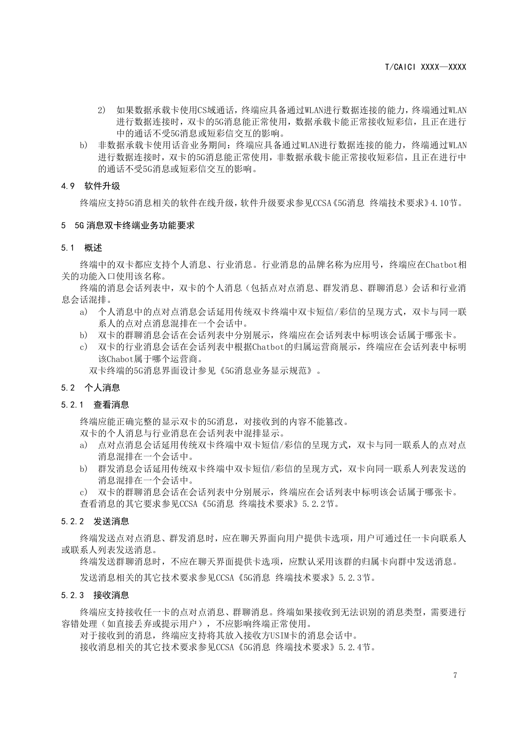2) 如果数据承载卡使用CS域通话，终端应具备通过WLAN进行数据连接的能力，终端通过WLAN进行数据连接时，双卡的5G消息能正常使用，数据承载卡能正常接收短彩信，且正在进行中的通话不受5G消息或短彩信交互的影响。

b) 非数据承载卡使用话音业务期间：终端应具备通过WLAN进行数据连接的能力，终端通过WLAN进行数据连接时，双卡的5G消息能正常使用，非数据承载卡能正常接收短彩信，且正在进行中的通话不受5G消息或短彩信交互的影响。

### 4.9 软件升级

终端应支持5G消息相关的软件在线升级，软件升级要求参见CCSA《5G消息 终端技术要求》4.10节。

## 5 5G消息双卡终端业务功能要求

### 5.1 概述

终端中的双卡都应支持个人消息、行业消息。行业消息的品牌名称为应用号，终端应在Chatbot相关的功能入口使用该名称。

终端的消息会话列表中，双卡的个人消息（包括点对点消息、群发消息、群聊消息）会话和行业消息会话混排。

a) 个人消息中的点对点消息会话延用传统双卡终端中双卡短信/彩信的呈现方式，双卡与同一联系人的点对点消息混排在一个会话中。

b) 双卡的群聊消息会话在会话列表中分别展示，终端应在会话列表中标明该会话属于哪张卡。

c) 双卡的行业消息会话在会话列表中根据Chatbot的归属运营商展示，终端应在会话列表中标明该Chabot属于哪个运营商。

双卡终端的5G消息界面设计参见《5G消息业务显示规范》。

### 5.2 个人消息

#### 5.2.1 查看消息

终端应能正确完整的显示双卡的5G消息，对接收到的内容不能篡改。

双卡的个人消息与行业消息在会话列表中混排显示。

a) 点对点消息会话延用传统双卡终端中双卡短信/彩信的呈现方式，双卡与同一联系人的点对点消息混排在一个会话中。

b) 群发消息会话延用传统双卡终端中双卡短信/彩信的呈现方式，双卡向同一联系人列表发送的消息混排在一个会话中。

c) 双卡的群聊消息会话在会话列表中分别展示，终端应在会话列表中标明该会话属于哪张卡。

查看消息的其它要求参见CCSA《5G消息 终端技术要求》5.2.2节。

#### 5.2.2 发送消息

终端发送点对点消息、群发消息时，应在聊天界面向用户提供卡选项，用户可通过任一卡向联系人或联系人列表发送消息。

终端发送群聊消息时，不应在聊天界面提供卡选项，应默认采用该群的归属卡向群中发送消息。

发送消息相关的其它技术要求参见CCSA《5G消息 终端技术要求》5.2.3节。

#### 5.2.3 接收消息

终端应支持接收任一卡的点对点消息、群聊消息。终端如果接收到无法识别的消息类型，需要进行容错处理（如直接丢弃或提示用户），不应影响终端正常使用。

对于接收到的消息，终端应支持将其放入接收方USIM卡的消息会话中。

接收消息相关的其它技术要求参见CCSA《5G消息 终端技术要求》5.2.4节。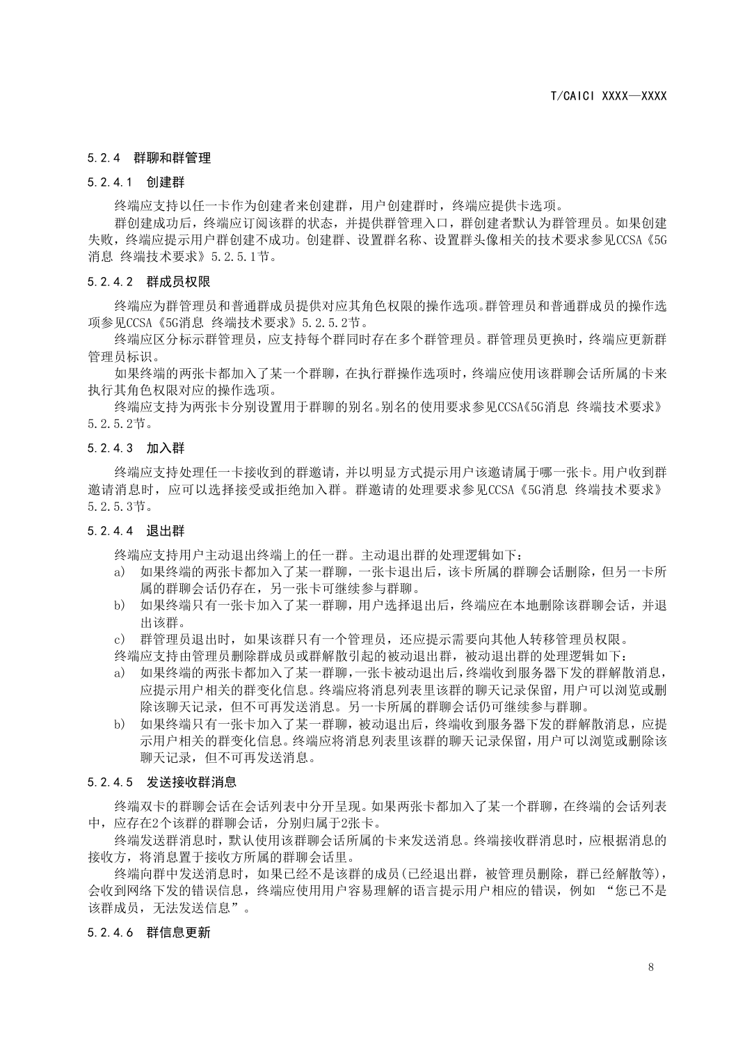#### 5.2.4 群聊和群管理

##### 5.2.4.1 创建群

终端应支持以任一卡作为创建者来创建群，用户创建群时，终端应提供卡选项。

群创建成功后，终端应订阅该群的状态，并提供群管理入口，群创建者默认为群管理员。如果创建失败，终端应提示用户群创建不成功。创建群、设置群名称、设置群头像相关的技术要求参见CCSA《5G消息 终端技术要求》5.2.5.1节。

##### 5.2.4.2 群成员权限

终端应为群管理员和普通群成员提供对应其角色权限的操作选项。群管理员和普通群成员的操作选项参见CCSA《5G消息 终端技术要求》5.2.5.2节。

终端应区分标示群管理员，应支持每个群同时存在多个群管理员。群管理员更换时，终端应更新群管理员标识。

如果终端的两张卡都加入了某一个群聊，在执行群操作选项时，终端应使用该群聊会话所属的卡来执行其角色权限对应的操作选项。

终端应支持为两张卡分别设置用于群聊的别名。别名的使用要求参见CCSA《5G消息 终端技术要求》5.2.5.2节。

##### 5.2.4.3 加入群

终端应支持处理任一卡接收到的群邀请，并以明显方式提示用户该邀请属于哪一张卡。用户收到群邀请消息时，应可以选择接受或拒绝加入群。群邀请的处理要求参见CCSA《5G消息 终端技术要求》5.2.5.3节。

##### 5.2.4.4 退出群

终端应支持用户主动退出终端上的任一群。主动退出群的处理逻辑如下：

a) 如果终端的两张卡都加入了某一群聊，一张卡退出后，该卡所属的群聊会话删除，但另一卡所属的群聊会话仍存在，另一张卡可继续参与群聊。
b) 如果终端只有一张卡加入了某一群聊，用户选择退出后，终端应在本地删除该群聊会话，并退出该群。
c) 群管理员退出时，如果该群只有一个管理员，还应提示需要向其他人转移管理员权限。

终端应支持由管理员删除群成员或群解散引起的被动退出群，被动退出群的处理逻辑如下：

a) 如果终端的两张卡都加入了某一群聊，一张卡被动退出后，终端收到服务器下发的群解散消息，应提示用户相关的群变化信息。终端应将消息列表里该群的聊天记录保留，用户可以浏览或删除该聊天记录，但不可再发送消息。另一卡所属的群聊会话仍可继续参与群聊。
b) 如果终端只有一张卡加入了某一群聊，被动退出后，终端收到服务器下发的群解散消息，应提示用户相关的群变化信息。终端应将消息列表里该群的聊天记录保留，用户可以浏览或删除该聊天记录，但不可再发送消息。

##### 5.2.4.5 发送接收群消息

终端双卡的群聊会话在会话列表中分开呈现。如果两张卡都加入了某一个群聊，在终端的会话列表中，应存在2个该群的群聊会话，分别归属于2张卡。

终端发送群消息时，默认使用该群聊会话所属的卡来发送消息。终端接收群消息时，应根据消息的接收方，将消息置于接收方所属的群聊会话里。

终端向群中发送消息时，如果已经不是该群的成员(已经退出群，被管理员删除，群已经解散等)，会收到网络下发的错误信息，终端应使用用户容易理解的语言提示用户相应的错误，例如 “您已不是该群成员，无法发送信息”。

##### 5.2.4.6 群信息更新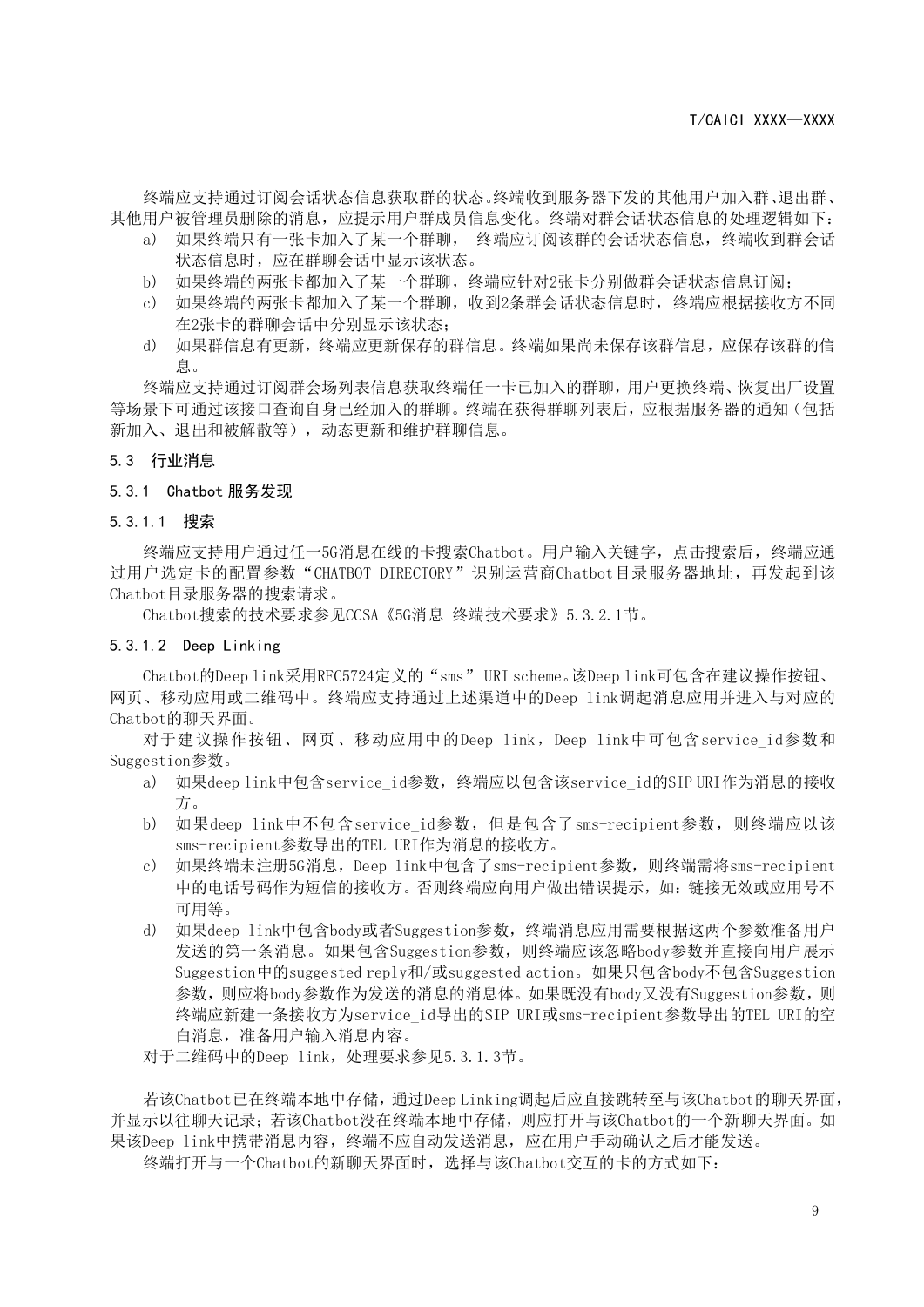终端应支持通过订阅会话状态信息获取群的状态。终端收到服务器下发的其他用户加入群、退出群、其他用户被管理员删除的消息，应提示用户群成员信息变化。终端对群会话状态信息的处理逻辑如下：

a) 如果终端只有一张卡加入了某一个群聊， 终端应订阅该群的会话状态信息，终端收到群会话状态信息时，应在群聊会话中显示该状态。
b) 如果终端的两张卡都加入了某一个群聊，终端应针对2张卡分别做群会话状态信息订阅；
c) 如果终端的两张卡都加入了某一个群聊，收到2条群会话状态信息时，终端应根据接收方不同在2张卡的群聊会话中分别显示该状态；
d) 如果群信息有更新，终端应更新保存的群信息。终端如果尚未保存该群信息，应保存该群的信息。

终端应支持通过订阅群会场列表信息获取终端任一卡已加入的群聊，用户更换终端、恢复出厂设置等场景下可通过该接口查询自身已经加入的群聊。终端在获得群聊列表后，应根据服务器的通知（包括新加入、退出和被解散等），动态更新和维护群聊信息。

## 5.3 行业消息

### 5.3.1 Chatbot 服务发现

#### 5.3.1.1 搜索

终端应支持用户通过任一5G消息在线的卡搜索Chatbot。用户输入关键字，点击搜索后，终端应通过用户选定卡的配置参数“CHATBOT DIRECTORY”识别运营商Chatbot目录服务器地址，再发起到该Chatbot目录服务器的搜索请求。

Chatbot搜索的技术要求参见CCSA《5G消息 终端技术要求》5.3.2.1节。

#### 5.3.1.2 Deep Linking

Chatbot的Deep link采用RFC5724定义的“sms” URI scheme。该Deep link可包含在建议操作按钮、网页、移动应用或二维码中。终端应支持通过上述渠道中的Deep link调起消息应用并进入与对应的Chatbot的聊天界面。

对于建议操作按钮、网页、移动应用中的Deep link，Deep link中可包含service_id参数和Suggestion参数。

a) 如果deep link中包含service_id参数，终端应以包含该service_id的SIP URI作为消息的接收方。
b) 如果deep link中不包含service_id参数，但是包含了sms-recipient参数，则终端应以该sms-recipient参数导出的TEL URI作为消息的接收方。
c) 如果终端未注册5G消息，Deep link中包含了sms-recipient参数，则终端需将sms-recipient中的电话号码作为短信的接收方。否则终端应向用户做出错误提示，如：链接无效或应用号不可用等。
d) 如果deep link中包含body或者Suggestion参数，终端消息应用需要根据这两个参数准备用户发送的第一条消息。如果包含Suggestion参数，则终端应该忽略body参数并直接向用户展示Suggestion中的suggested reply和/或suggested action。如果只包含body不包含Suggestion参数，则应将body参数作为发送的消息的消息体。如果既没有body又没有Suggestion参数，则终端应新建一条接收方为service_id导出的SIP URI或sms-recipient参数导出的TEL URI的空白消息，准备用户输入消息内容。

对于二维码中的Deep link，处理要求参见5.3.1.3节。

若该Chatbot已在终端本地中存储，通过Deep Linking调起后应直接跳转至与该Chatbot的聊天界面，并显示以往聊天记录；若该Chatbot没在终端本地中存储，则应打开与该Chatbot的一个新聊天界面。如果该Deep link中携带消息内容，终端不应自动发送消息，应在用户手动确认之后才能发送。

终端打开与一个Chatbot的新聊天界面时，选择与该Chatbot交互的卡的方式如下：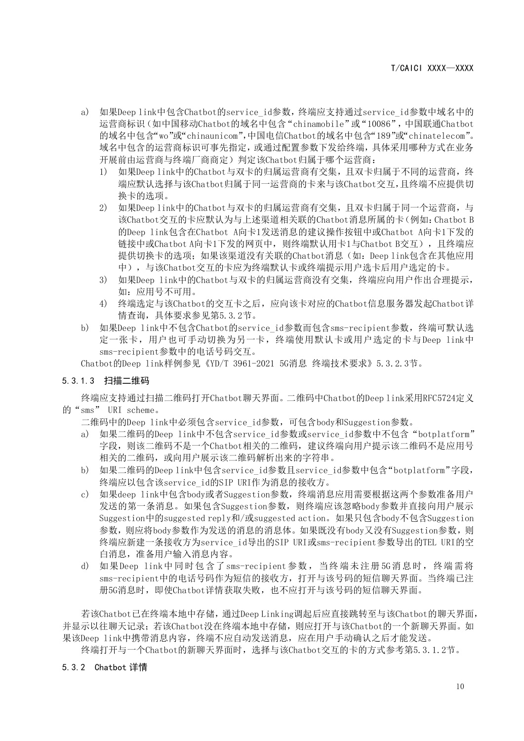a) 如果Deep link中包含Chatbot的service_id参数，终端应支持通过service_id参数中域名中的运营商标识（如中国移动Chatbot的域名中包含"chinamobile"或"10086"，中国联通Chatbot的域名中包含"wo"或"chinaunicom"，中国电信Chatbot的域名中包含"189"或"chinatelecom"。域名中包含的运营商标识可事先指定，或通过配置参数下发给终端，具体采用哪种方式在业务开展前由运营商与终端厂商商定）判定该Chatbot归属于哪个运营商：
   1) 如果Deep link中的Chatbot与双卡的归属运营商有交集，且双卡归属于不同的运营商，终端应默认选择与该Chatbot归属于同一运营商的卡来与该Chatbot交互，且终端不应提供切换卡的选项。
   2) 如果Deep link中的Chatbot与双卡的归属运营商有交集，且双卡归属于同一个运营商，与该Chatbot交互的卡应默认为与上述渠道相关联的Chatbot消息所属的卡（例如：Chatbot B的Deep link包含在Chatbot A向卡1发送消息的建议操作按钮中或Chatbot A向卡1下发的链接中或Chatbot A向卡1下发的网页中，则终端默认用卡1与Chatbot B交互），且终端应提供切换卡的选项；如果该渠道没有关联的Chatbot消息（如：Deep link包含在其他应用中），与该Chatbot交互的卡应为终端默认卡或终端提示用户选卡后用户选定的卡。
   3) 如果Deep link中的Chatbot与双卡的归属运营商没有交集，终端应向用户作出合理提示，如：应用号不可用。
   4) 终端选定与该Chatbot的交互卡之后，应向该卡对应的Chatbot信息服务器发起Chatbot详情查询，具体要求参见第5.3.2节。
b) 如果Deep link中不包含Chatbot的service_id参数而包含sms-recipient参数，终端可默认选定一张卡，用户也可手动切换为另一卡，终端使用默认卡或用户选定的卡与Deep link中sms-recipient参数中的电话号码交互。

Chatbot的Deep link样例参见《YD/T 3961-2021 5G消息 终端技术要求》5.3.2.3节。

#### 5.3.1.3 扫描二维码

终端应支持通过扫描二维码打开Chatbot聊天界面。二维码中Chatbot的Deep link采用RFC5724定义的"sms" URI scheme。

二维码中的Deep link中必须包含service_id参数，可包含body和Suggestion参数。

a) 如果二维码的Deep link中不包含service_id参数或service_id参数中不包含"botplatform"字段，则该二维码不是一个Chatbot相关的二维码，建议终端向用户提示该二维码不是应用号相关的二维码，或向用户展示该二维码解析出来的字符串。
b) 如果二维码的Deep link中包含service_id参数且service_id参数中包含"botplatform"字段，终端应以包含该service_id的SIP URI作为消息的接收方。
c) 如果deep link中包含body或者Suggestion参数，终端消息应用需要根据这两个参数准备用户发送的第一条消息。如果包含Suggestion参数，则终端应该忽略body参数并直接向用户展示Suggestion中的suggested reply和/或suggested action。如果只包含body不包含Suggestion参数，则应将body参数作为发送的消息的消息体。如果既没有body又没有Suggestion参数，则终端应新建一条接收方为service_id导出的SIP URI或sms-recipient参数导出的TEL URI的空白消息，准备用户输入消息内容。
d) 如果Deep link中同时包含了sms-recipient参数，当终端未注册5G消息时，终端需将sms-recipient中的电话号码作为短信的接收方，打开与该号码的短信聊天界面。当终端已注册5G消息时，即使Chatbot详情获取失败，也不应打开与该号码的短信聊天界面。

若该Chatbot已在终端本地中存储，通过Deep Linking调起后应直接跳转至与该Chatbot的聊天界面，并显示以往聊天记录；若该Chatbot没在终端本地中存储，则应打开与该Chatbot的一个新聊天界面。如果该Deep link中携带消息内容，终端不应自动发送消息，应在用户手动确认之后才能发送。

终端打开与一个Chatbot的新聊天界面时，选择与该Chatbot交互的卡的方式参考第5.3.1.2节。

### 5.3.2 Chatbot 详情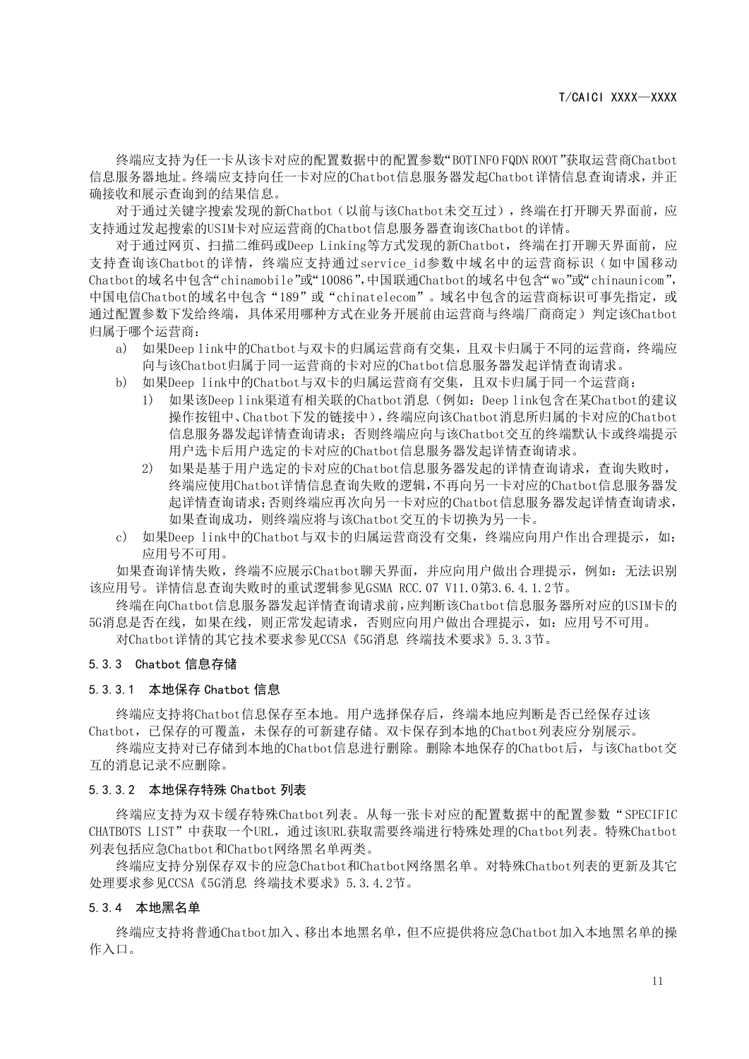终端应支持为任一卡从该卡对应的配置数据中的配置参数“BOTINFO FQDN ROOT”获取运营商Chatbot信息服务器地址。终端应支持向任一卡对应的Chatbot信息服务器发起Chatbot详情信息查询请求，并正确接收和展示查询到的结果信息。

对于通过关键字搜索发现的新Chatbot（以前与该Chatbot未交互过），终端在打开聊天界面前，应支持通过发起搜索的USIM卡对应运营商的Chatbot信息服务器查询该Chatbot的详情。

对于通过网页、扫描二维码或Deep Linking等方式发现的新Chatbot，终端在打开聊天界面前，应支持查询该Chatbot的详情，终端应支持通过service_id参数中域名中的运营商标识（如中国移动Chatbot的域名中包含“chinamobile”或“10086”,中国联通Chatbot的域名中包含“wo”或“chinaunicom”，中国电信Chatbot的域名中包含“189”或“chinatelecom”。域名中包含的运营商标识可事先指定，或通过配置参数下发给终端，具体采用哪种方式在业务开展前由运营商与终端厂商商定）判定该Chatbot归属于哪个运营商：

a) 如果Deep link中的Chatbot与双卡的归属运营商有交集，且双卡归属于不同的运营商，终端应向与该Chatbot归属于同一运营商的卡对应的Chatbot信息服务器发起详情查询请求。
b) 如果Deep link中的Chatbot与双卡的归属运营商有交集，且双卡归属于同一个运营商：
    1) 如果该Deep link渠道有相关联的Chatbot消息（例如：Deep link包含在某Chatbot的建议操作按钮中、Chatbot下发的链接中），终端应向该Chatbot消息所归属的卡对应的Chatbot信息服务器发起详情查询请求；否则终端应向与该Chatbot交互的终端默认卡或终端提示用户选卡后用户选定的卡对应的Chatbot信息服务器发起详情查询请求。
    2) 如果是基于用户选定的卡对应的Chatbot信息服务器发起的详情查询请求，查询失败时，终端应使用Chatbot详情信息查询失败的逻辑，不再向另一卡对应的Chatbot信息服务器发起详情查询请求;否则终端应再次向另一卡对应的Chatbot信息服务器发起详情查询请求，如果查询成功，则终端应将与该Chatbot交互的卡切换为另一卡。
c) 如果Deep link中的Chatbot与双卡的归属运营商没有交集，终端应向用户作出合理提示，如：应用号不可用。

如果查询详情失败，终端不应展示Chatbot聊天界面，并应向用户做出合理提示，例如：无法识别该应用号。详情信息查询失败时的重试逻辑参见GSMA RCC.07 V11.0第3.6.4.1.2节。

终端在向Chatbot信息服务器发起详情查询请求前,应判断该Chatbot信息服务器所对应的USIM卡的5G消息是否在线，如果在线，则正常发起请求，否则应向用户做出合理提示，如：应用号不可用。

对Chatbot详情的其它技术要求参见CCSA《5G消息 终端技术要求》5.3.3节。

### 5.3.3 Chatbot 信息存储

#### 5.3.3.1 本地保存 Chatbot 信息

终端应支持将Chatbot信息保存至本地。用户选择保存后，终端本地应判断是否已经保存过该Chatbot，已保存的可覆盖，未保存的可新建存储。双卡保存到本地的Chatbot列表应分别展示。

终端应支持对已存储到本地的Chatbot信息进行删除。删除本地保存的Chatbot后，与该Chatbot交互的消息记录不应删除。

#### 5.3.3.2 本地保存特殊 Chatbot 列表

终端应支持为双卡缓存特殊Chatbot列表。从每一张卡对应的配置数据中的配置参数“SPECIFIC CHATBOTS LIST”中获取一个URL，通过该URL获取需要终端进行特殊处理的Chatbot列表。特殊Chatbot列表包括应急Chatbot和Chatbot网络黑名单两类。

终端应支持分别保存双卡的应急Chatbot和Chatbot网络黑名单。对特殊Chatbot列表的更新及其它处理要求参见CCSA《5G消息 终端技术要求》5.3.4.2节。

### 5.3.4 本地黑名单

终端应支持将普通Chatbot加入、移出本地黑名单，但不应提供将应急Chatbot加入本地黑名单的操作入口。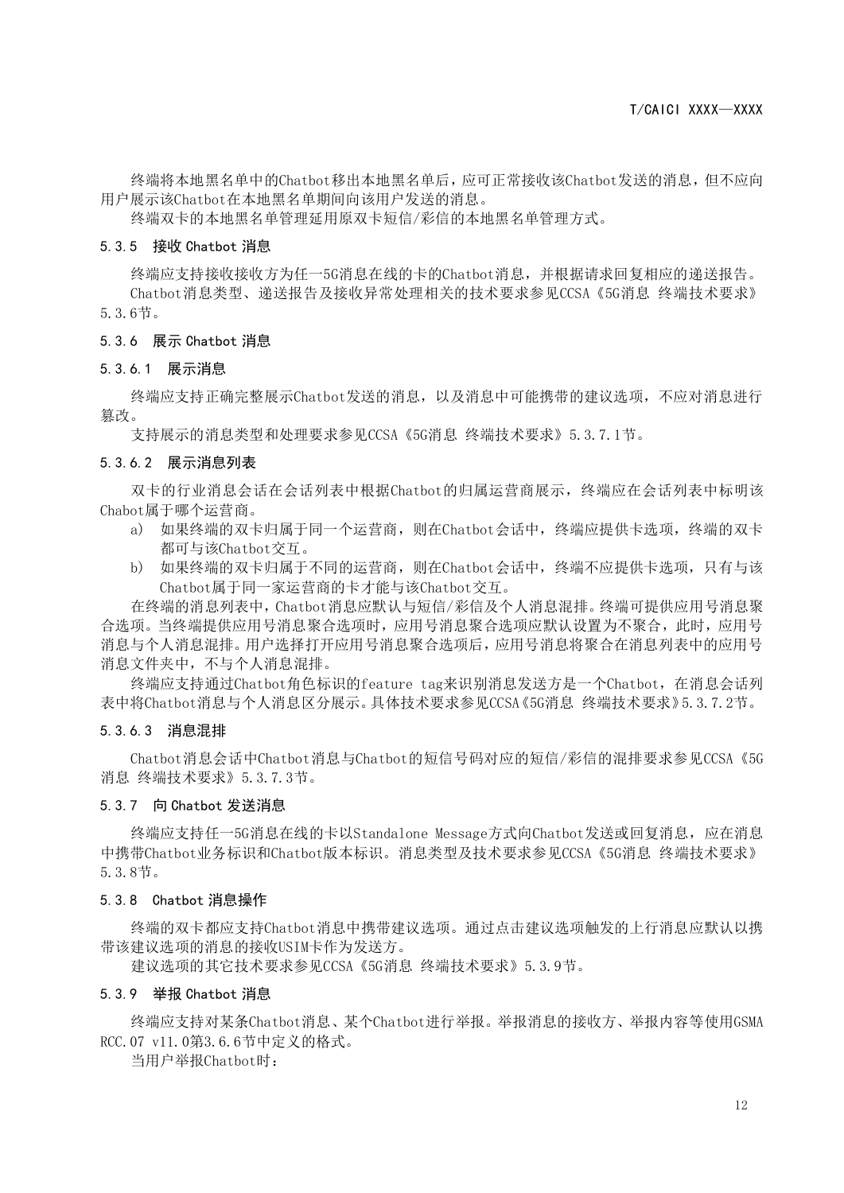终端将本地黑名单中的Chatbot移出本地黑名单后，应可正常接收该Chatbot发送的消息，但不应向用户展示该Chatbot在本地黑名单期间向该用户发送的消息。

终端双卡的本地黑名单管理延用原双卡短信/彩信的本地黑名单管理方式。

#### 5.3.5 接收 Chatbot 消息

终端应支持接收接收方为任一5G消息在线的卡的Chatbot消息，并根据请求回复相应的递送报告。

Chatbot消息类型、递送报告及接收异常处理相关的技术要求参见CCSA《5G消息 终端技术要求》5.3.6节。

#### 5.3.6 展示 Chatbot 消息

##### 5.3.6.1 展示消息

终端应支持正确完整展示Chatbot发送的消息，以及消息中可能携带的建议选项，不应对消息进行篡改。

支持展示的消息类型和处理要求参见CCSA《5G消息 终端技术要求》5.3.7.1节。

##### 5.3.6.2 展示消息列表

双卡的行业消息会话在会话列表中根据Chatbot的归属运营商展示，终端应在会话列表中标明该Chabot属于哪个运营商。

a) 如果终端的双卡归属于同一个运营商，则在Chatbot会话中，终端应提供卡选项，终端的双卡都可与该Chatbot交互。

b) 如果终端的双卡归属于不同的运营商，则在Chatbot会话中，终端不应提供卡选项，只有与该Chatbot属于同一家运营商的卡才能与该Chatbot交互。

在终端的消息列表中，Chatbot消息应默认与短信/彩信及个人消息混排。终端可提供应用号消息聚合选项。当终端提供应用号消息聚合选项时，应用号消息聚合选项应默认设置为不聚合，此时，应用号消息与个人消息混排。用户选择打开应用号消息聚合选项后，应用号消息将聚合在消息列表中的应用号消息文件夹中，不与个人消息混排。

终端应支持通过Chatbot角色标识的feature tag来识别消息发送方是一个Chatbot，在消息会话列表中将Chatbot消息与个人消息区分展示。具体技术要求参见CCSA《5G消息 终端技术要求》5.3.7.2节。

##### 5.3.6.3 消息混排

Chatbot消息会话中Chatbot消息与Chatbot的短信号码对应的短信/彩信的混排要求参见CCSA《5G消息 终端技术要求》5.3.7.3节。

#### 5.3.7 向 Chatbot 发送消息

终端应支持任一5G消息在线的卡以Standalone Message方式向Chatbot发送或回复消息，应在消息中携带Chatbot业务标识和Chatbot版本标识。消息类型及技术要求参见CCSA《5G消息 终端技术要求》5.3.8节。

#### 5.3.8 Chatbot 消息操作

终端的双卡都应支持Chatbot消息中携带建议选项。通过点击建议选项触发的上行消息应默认以携带该建议选项的消息的接收USIM卡作为发送方。

建议选项的其它技术要求参见CCSA《5G消息 终端技术要求》5.3.9节。

#### 5.3.9 举报 Chatbot 消息

终端应支持对某条Chatbot消息、某个Chatbot进行举报。举报消息的接收方、举报内容等使用GSMA RCC.07 v11.0第3.6.6节中定义的格式。

当用户举报Chatbot时：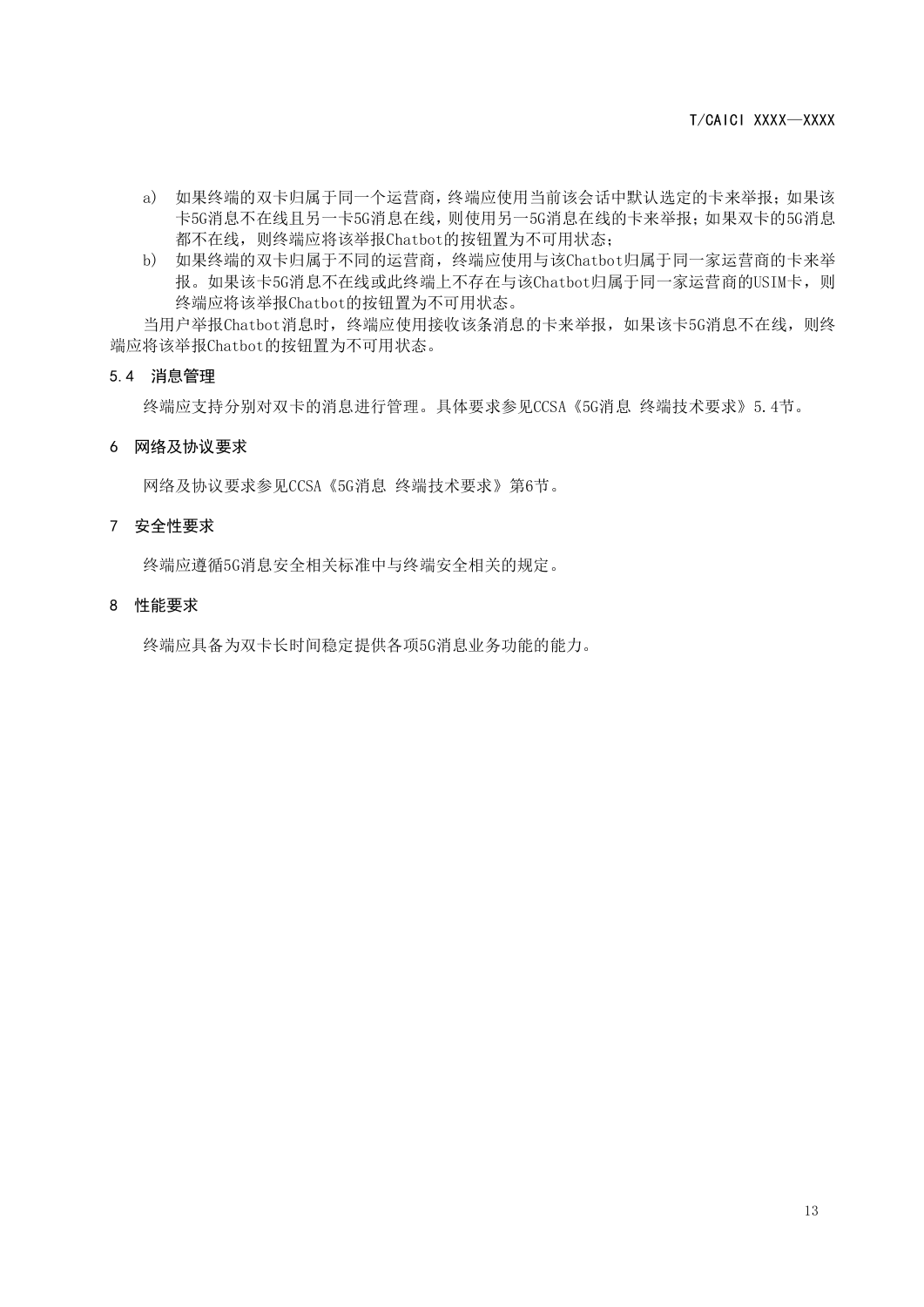a) 如果终端的双卡归属于同一个运营商，终端应使用当前该会话中默认选定的卡来举报；如果该卡5G消息不在线且另一卡5G消息在线，则使用另一5G消息在线的卡来举报；如果双卡的5G消息都不在线，则终端应将该举报Chatbot的按钮置为不可用状态；

b) 如果终端的双卡归属于不同的运营商，终端应使用与该Chatbot归属于同一家运营商的卡来举报。如果该卡5G消息不在线或此终端上不存在与该Chatbot归属于同一家运营商的USIM卡，则终端应将该举报Chatbot的按钮置为不可用状态。

当用户举报Chatbot消息时，终端应使用接收该条消息的卡来举报，如果该卡5G消息不在线，则终端应将该举报Chatbot的按钮置为不可用状态。

### 5.4 消息管理

终端应支持分别对双卡的消息进行管理。具体要求参见CCSA《5G消息 终端技术要求》5.4节。

## 6 网络及协议要求

网络及协议要求参见CCSA《5G消息 终端技术要求》第6节。

## 7 安全性要求

终端应遵循5G消息安全相关标准中与终端安全相关的规定。

## 8 性能要求

终端应具备为双卡长时间稳定提供各项5G消息业务功能的能力。